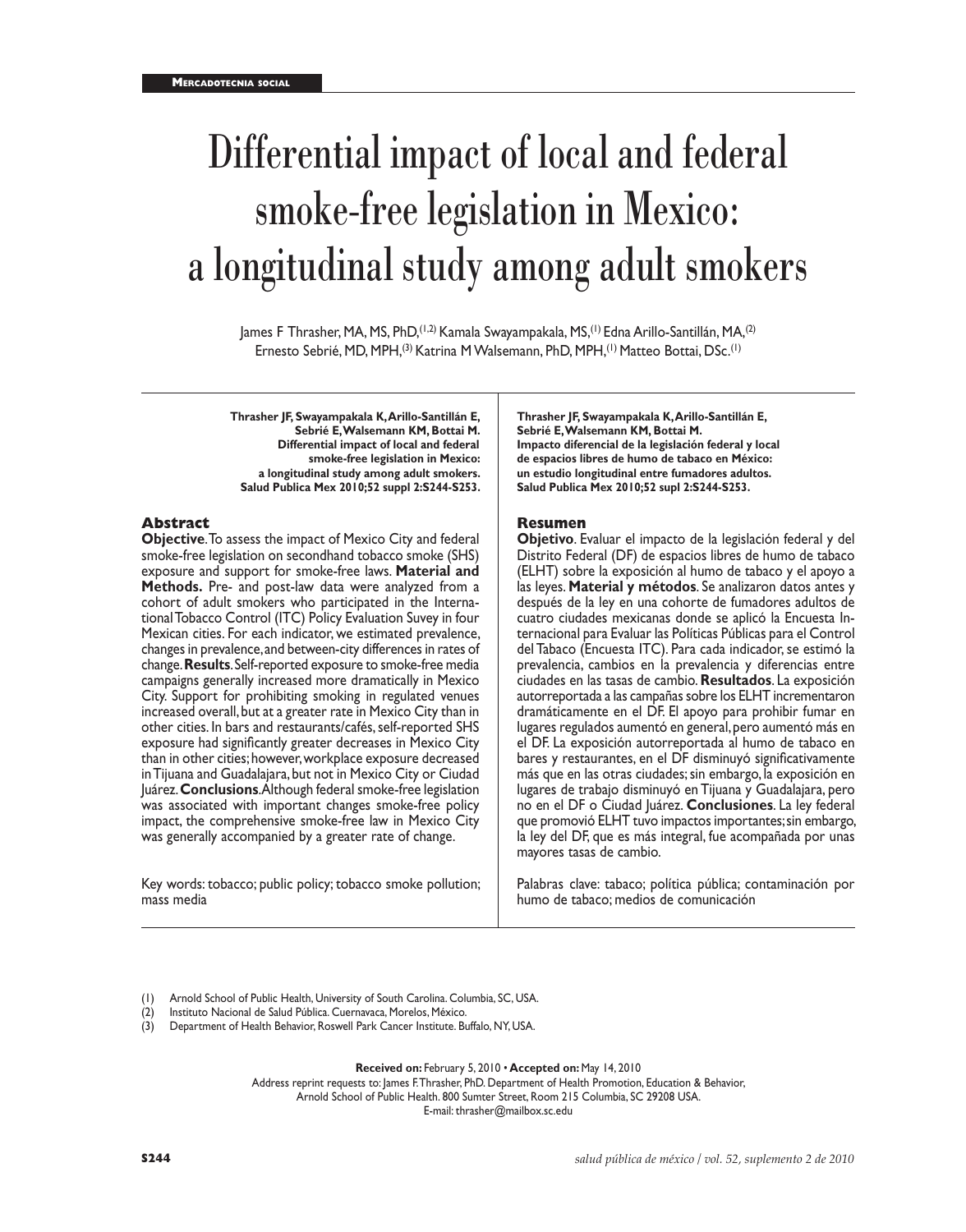Mercadotecnia social

# Differential impact of local and federal smoke-free legislation in Mexico: a longitudinal study among adult smokers

James F Thrasher, MA, MS, PhD,[1,2] Kamala Swayampakala, MS,[1] Edna Arillo-Santillán, MA,[2] Ernesto Sebrié, MD, MPH,[3] Katrina M Walsemann, PhD, MPH,[1] Matteo Bottai, DSc.[1]

**Thrasher JF, Swayampakala K, Arillo-Santillán E, Sebrié E, Walsemann KM, Bottai M. Differential impact of local and federal smoke-free legislation in Mexico: a longitudinal study among adult smokers. Salud Publica Mex 2010;52 suppl 2:S244-S253.**

## Abstract

**Objective**. To assess the impact of Mexico City and federal smoke-free legislation on secondhand tobacco smoke (SHS) exposure and support for smoke-free laws. **Material and Methods.** Pre- and post-law data were analyzed from a cohort of adult smokers who participated in the International Tobacco Control (ITC) Policy Evaluation Suvey in four Mexican cities. For each indicator, we estimated prevalence, changes in prevalence, and between-city differences in rates of change. **Results**. Self-reported exposure to smoke-free media campaigns generally increased more dramatically in Mexico City. Support for prohibiting smoking in regulated venues increased overall, but at a greater rate in Mexico City than in other cities. In bars and restaurants/cafés, self-reported SHS exposure had significantly greater decreases in Mexico City than in other cities; however, workplace exposure decreased in Tijuana and Guadalajara, but not in Mexico City or Ciudad Juárez. **Conclusions**. Although federal smoke-free legislation was associated with important changes smoke-free policy impact, the comprehensive smoke-free law in Mexico City was generally accompanied by a greater rate of change.

Key words: tobacco; public policy; tobacco smoke pollution; mass media

**Thrasher JF, Swayampakala K, Arillo-Santillán E, Sebrié E, Walsemann KM, Bottai M. Impacto diferencial de la legislación federal y local de espacios libres de humo de tabaco en México: un estudio longitudinal entre fumadores adultos. Salud Publica Mex 2010;52 supl 2:S244-S253.**

## Resumen

**Objetivo**. Evaluar el impacto de la legislación federal y del Distrito Federal (DF) de espacios libres de humo de tabaco (ELHT) sobre la exposición al humo de tabaco y el apoyo a las leyes. **Material y métodos**. Se analizaron datos antes y después de la ley en una cohorte de fumadores adultos de cuatro ciudades mexicanas donde se aplicó la Encuesta Internacional para Evaluar las Políticas Públicas para el Control del Tabaco (Encuesta ITC). Para cada indicador, se estimó la prevalencia, cambios en la prevalencia y diferencias entre ciudades en las tasas de cambio. **Resultados**. La exposición autorreportada a las campañas sobre los ELHT incrementaron dramáticamente en el DF. El apoyo para prohibir fumar en lugares regulados aumentó en general, pero aumentó más en el DF. La exposición autorreportada al humo de tabaco en bares y restaurantes, en el DF disminuyó significativamente más que en las otras ciudades; sin embargo, la exposición en lugares de trabajo disminuyó en Tijuana y Guadalajara, pero no en el DF o Ciudad Juárez. **Conclusiones**. La ley federal que promovió ELHT tuvo impactos importantes; sin embargo, la ley del DF, que es más integral, fue acompañada por unas mayores tasas de cambio.

Palabras clave: tabaco; política pública; contaminación por humo de tabaco; medios de comunicación

(1) Arnold School of Public Health, University of South Carolina. Columbia, SC, USA.
(2) Instituto Nacional de Salud Pública. Cuernavaca, Morelos, México.
(3) Department of Health Behavior, Roswell Park Cancer Institute. Buffalo, NY, USA.

**Received on:** February 5, 2010 • **Accepted on:** May 14, 2010
Address reprint requests to: James F. Thrasher, PhD. Department of Health Promotion, Education & Behavior, Arnold School of Public Health. 800 Sumter Street, Room 215 Columbia, SC 29208 USA.
E-mail: thrasher@mailbox.sc.edu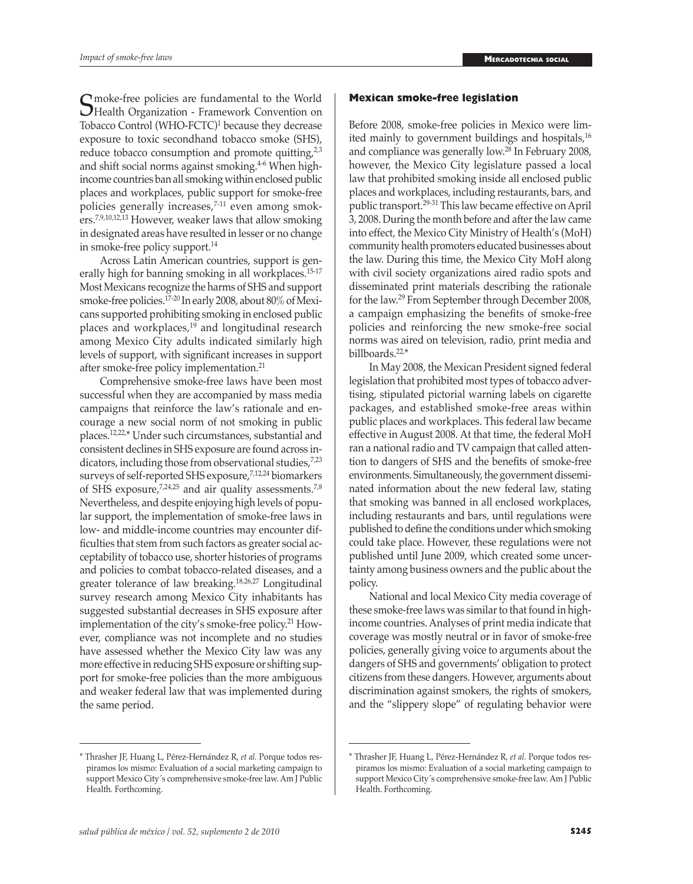Smoke-free policies are fundamental to the World Health Organization - Framework Convention on Tobacco Control (WHO-FCTC)[1] because they decrease exposure to toxic secondhand tobacco smoke (SHS), reduce tobacco consumption and promote quitting,[2,3] and shift social norms against smoking.[4-6] When high-income countries ban all smoking within enclosed public places and workplaces, public support for smoke-free policies generally increases,[7-11] even among smokers.[7,9,10,12,13] However, weaker laws that allow smoking in designated areas have resulted in lesser or no change in smoke-free policy support.[14]

Across Latin American countries, support is generally high for banning smoking in all workplaces.[15-17] Most Mexicans recognize the harms of SHS and support smoke-free policies.[17-20] In early 2008, about 80% of Mexicans supported prohibiting smoking in enclosed public places and workplaces,[19] and longitudinal research among Mexico City adults indicated similarly high levels of support, with significant increases in support after smoke-free policy implementation.[21]

Comprehensive smoke-free laws have been most successful when they are accompanied by mass media campaigns that reinforce the law's rationale and encourage a new social norm of not smoking in public places.[12,22,*] Under such circumstances, substantial and consistent declines in SHS exposure are found across indicators, including those from observational studies,[7,23] surveys of self-reported SHS exposure,[7,12,24] biomarkers of SHS exposure,[7,24,25] and air quality assessments.[7,8] Nevertheless, and despite enjoying high levels of popular support, the implementation of smoke-free laws in low- and middle-income countries may encounter difficulties that stem from such factors as greater social acceptability of tobacco use, shorter histories of programs and policies to combat tobacco-related diseases, and a greater tolerance of law breaking.[18,26,27] Longitudinal survey research among Mexico City inhabitants has suggested substantial decreases in SHS exposure after implementation of the city's smoke-free policy.[21] However, compliance was not incomplete and no studies have assessed whether the Mexico City law was any more effective in reducing SHS exposure or shifting support for smoke-free policies than the more ambiguous and weaker federal law that was implemented during the same period.

## Mexican smoke-free legislation

Before 2008, smoke-free policies in Mexico were limited mainly to government buildings and hospitals,[16] and compliance was generally low.[28] In February 2008, however, the Mexico City legislature passed a local law that prohibited smoking inside all enclosed public places and workplaces, including restaurants, bars, and public transport.[29-31] This law became effective on April 3, 2008. During the month before and after the law came into effect, the Mexico City Ministry of Health's (MoH) community health promoters educated businesses about the law. During this time, the Mexico City MoH along with civil society organizations aired radio spots and disseminated print materials describing the rationale for the law.[29] From September through December 2008, a campaign emphasizing the benefits of smoke-free policies and reinforcing the new smoke-free social norms was aired on television, radio, print media and billboards.[22,*]

In May 2008, the Mexican President signed federal legislation that prohibited most types of tobacco advertising, stipulated pictorial warning labels on cigarette packages, and established smoke-free areas within public places and workplaces. This federal law became effective in August 2008. At that time, the federal MoH ran a national radio and TV campaign that called attention to dangers of SHS and the benefits of smoke-free environments. Simultaneously, the government disseminated information about the new federal law, stating that smoking was banned in all enclosed workplaces, including restaurants and bars, until regulations were published to define the conditions under which smoking could take place. However, these regulations were not published until June 2009, which created some uncertainty among business owners and the public about the policy.

National and local Mexico City media coverage of these smoke-free laws was similar to that found in high-income countries. Analyses of print media indicate that coverage was mostly neutral or in favor of smoke-free policies, generally giving voice to arguments about the dangers of SHS and governments' obligation to protect citizens from these dangers. However, arguments about discrimination against smokers, the rights of smokers, and the "slippery slope" of regulating behavior were

---

* Thrasher JF, Huang L, Pérez-Hernández R, *et al.* Porque todos respiramos los mismo: Evaluation of a social marketing campaign to support Mexico City´s comprehensive smoke-free law. Am J Public Health. Forthcoming.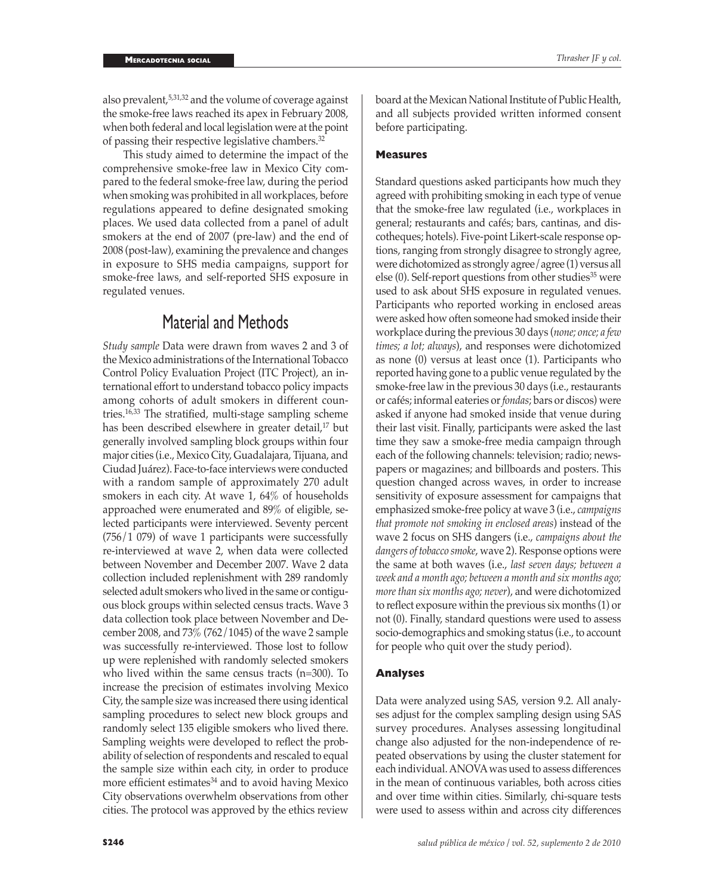also prevalent,[5,31,32] and the volume of coverage against the smoke-free laws reached its apex in February 2008, when both federal and local legislation were at the point of passing their respective legislative chambers.[32]

This study aimed to determine the impact of the comprehensive smoke-free law in Mexico City compared to the federal smoke-free law, during the period when smoking was prohibited in all workplaces, before regulations appeared to define designated smoking places. We used data collected from a panel of adult smokers at the end of 2007 (pre-law) and the end of 2008 (post-law), examining the prevalence and changes in exposure to SHS media campaigns, support for smoke-free laws, and self-reported SHS exposure in regulated venues.

## Material and Methods

*Study sample* Data were drawn from waves 2 and 3 of the Mexico administrations of the International Tobacco Control Policy Evaluation Project (ITC Project), an international effort to understand tobacco policy impacts among cohorts of adult smokers in different countries.[16,33] The stratified, multi-stage sampling scheme has been described elsewhere in greater detail,[17] but generally involved sampling block groups within four major cities (i.e., Mexico City, Guadalajara, Tijuana, and Ciudad Juárez). Face-to-face interviews were conducted with a random sample of approximately 270 adult smokers in each city. At wave 1, 64% of households approached were enumerated and 89% of eligible, selected participants were interviewed. Seventy percent (756/1 079) of wave 1 participants were successfully re-interviewed at wave 2, when data were collected between November and December 2007. Wave 2 data collection included replenishment with 289 randomly selected adult smokers who lived in the same or contiguous block groups within selected census tracts. Wave 3 data collection took place between November and December 2008, and 73% (762/1045) of the wave 2 sample was successfully re-interviewed. Those lost to follow up were replenished with randomly selected smokers who lived within the same census tracts (n=300). To increase the precision of estimates involving Mexico City, the sample size was increased there using identical sampling procedures to select new block groups and randomly select 135 eligible smokers who lived there. Sampling weights were developed to reflect the probability of selection of respondents and rescaled to equal the sample size within each city, in order to produce more efficient estimates[34] and to avoid having Mexico City observations overwhelm observations from other cities. The protocol was approved by the ethics review board at the Mexican National Institute of Public Health, and all subjects provided written informed consent before participating.

### Measures

Standard questions asked participants how much they agreed with prohibiting smoking in each type of venue that the smoke-free law regulated (i.e., workplaces in general; restaurants and cafés; bars, cantinas, and discotheques; hotels). Five-point Likert-scale response options, ranging from strongly disagree to strongly agree, were dichotomized as strongly agree/agree (1) versus all else (0). Self-report questions from other studies[35] were used to ask about SHS exposure in regulated venues. Participants who reported working in enclosed areas were asked how often someone had smoked inside their workplace during the previous 30 days (*none; once; a few times; a lot; always*), and responses were dichotomized as none (0) versus at least once (1). Participants who reported having gone to a public venue regulated by the smoke-free law in the previous 30 days (i.e., restaurants or cafés; informal eateries or *fondas*; bars or discos) were asked if anyone had smoked inside that venue during their last visit. Finally, participants were asked the last time they saw a smoke-free media campaign through each of the following channels: television; radio; newspapers or magazines; and billboards and posters. This question changed across waves, in order to increase sensitivity of exposure assessment for campaigns that emphasized smoke-free policy at wave 3 (i.e., *campaigns that promote not smoking in enclosed areas*) instead of the wave 2 focus on SHS dangers (i.e., *campaigns about the dangers of tobacco smoke*, wave 2). Response options were the same at both waves (i.e., *last seven days; between a week and a month ago; between a month and six months ago; more than six months ago; never*), and were dichotomized to reflect exposure within the previous six months (1) or not (0). Finally, standard questions were used to assess socio-demographics and smoking status (i.e., to account for people who quit over the study period).

### Analyses

Data were analyzed using SAS, version 9.2. All analyses adjust for the complex sampling design using SAS survey procedures. Analyses assessing longitudinal change also adjusted for the non-independence of repeated observations by using the cluster statement for each individual. ANOVA was used to assess differences in the mean of continuous variables, both across cities and over time within cities. Similarly, chi-square tests were used to assess within and across city differences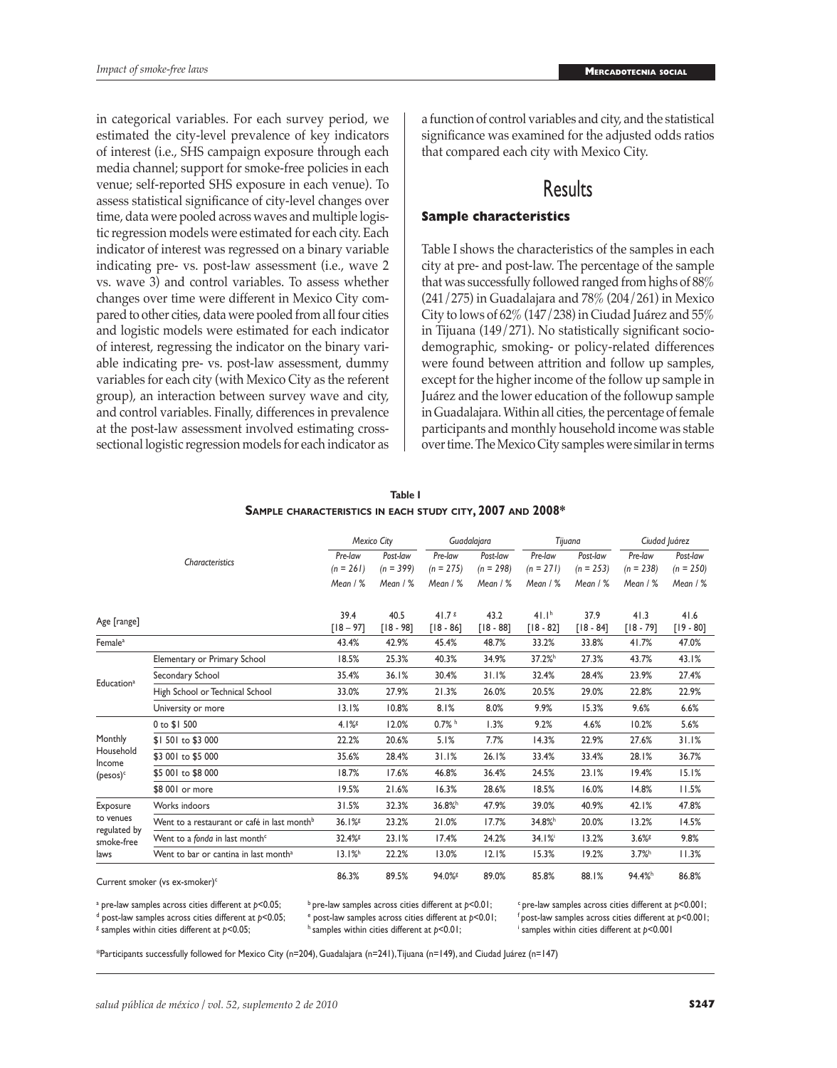in categorical variables. For each survey period, we estimated the city-level prevalence of key indicators of interest (i.e., SHS campaign exposure through each media channel; support for smoke-free policies in each venue; self-reported SHS exposure in each venue). To assess statistical significance of city-level changes over time, data were pooled across waves and multiple logistic regression models were estimated for each city. Each indicator of interest was regressed on a binary variable indicating pre- vs. post-law assessment (i.e., wave 2 vs. wave 3) and control variables. To assess whether changes over time were different in Mexico City compared to other cities, data were pooled from all four cities and logistic models were estimated for each indicator of interest, regressing the indicator on the binary variable indicating pre- vs. post-law assessment, dummy variables for each city (with Mexico City as the referent group), an interaction between survey wave and city, and control variables. Finally, differences in prevalence at the post-law assessment involved estimating cross-sectional logistic regression models for each indicator as a function of control variables and city, and the statistical significance was examined for the adjusted odds ratios that compared each city with Mexico City.

# Results

## Sample characteristics

Table I shows the characteristics of the samples in each city at pre- and post-law. The percentage of the sample that was successfully followed ranged from highs of 88% (241/275) in Guadalajara and 78% (204/261) in Mexico City to lows of 62% (147/238) in Ciudad Juárez and 55% in Tijuana (149/271). No statistically significant sociodemographic, smoking- or policy-related differences were found between attrition and follow up samples, except for the higher income of the follow up sample in Juárez and the lower education of the followup sample in Guadalajara. Within all cities, the percentage of female participants and monthly household income was stable over time. The Mexico City samples were similar in terms

**Table I**
**Sample characteristics in each study city, 2007 and 2008***

| Characteristics | | Mexico City | | Guadalajara | | Tijuana | | Ciudad Juárez | |
|---|---|---|---|---|---|---|---|---|---|
| | | Pre-law (n = 261) | Post-law (n = 399) | Pre-law (n = 275) | Post-law (n = 298) | Pre-law (n = 271) | Post-law (n = 253) | Pre-law (n = 238) | Post-law (n = 250) |
| | | Mean / % | Mean / % | Mean / % | Mean / % | Mean / % | Mean / % | Mean / % | Mean / % |
| Age [range] | | 39.4 [18 – 97] | 40.5 [18 - 98] | 41.7[g] [18 - 86] | 43.2 [18 - 88] | 41.1[h] [18 - 82] | 37.9 [18 - 84] | 41.3 [18 - 79] | 41.6 [19 - 80] |
| Female[a] | | 43.4% | 42.9% | 45.4% | 48.7% | 33.2% | 33.8% | 41.7% | 47.0% |
| Education[a] | Elementary or Primary School | 18.5% | 25.3% | 40.3% | 34.9% | 37.2%[h] | 27.3% | 43.7% | 43.1% |
| | Secondary School | 35.4% | 36.1% | 30.4% | 31.1% | 32.4% | 28.4% | 23.9% | 27.4% |
| | High School or Technical School | 33.0% | 27.9% | 21.3% | 26.0% | 20.5% | 29.0% | 22.8% | 22.9% |
| | University or more | 13.1% | 10.8% | 8.1% | 8.0% | 9.9% | 15.3% | 9.6% | 6.6% |
| Monthly Household Income (pesos)[c] | 0 to $1 500 | 4.1%[g] | 12.0% | 0.7% [h] | 1.3% | 9.2% | 4.6% | 10.2% | 5.6% |
| | $1 501 to $3 000 | 22.2% | 20.6% | 5.1% | 7.7% | 14.3% | 22.9% | 27.6% | 31.1% |
| | $3 001 to $5 000 | 35.6% | 28.4% | 31.1% | 26.1% | 33.4% | 33.4% | 28.1% | 36.7% |
| | $5 001 to $8 000 | 18.7% | 17.6% | 46.8% | 36.4% | 24.5% | 23.1% | 19.4% | 15.1% |
| | $8 001 or more | 19.5% | 21.6% | 16.3% | 28.6% | 18.5% | 16.0% | 14.8% | 11.5% |
| Exposure to venues regulated by smoke-free laws | Works indoors | 31.5% | 32.3% | 36.8%[h] | 47.9% | 39.0% | 40.9% | 42.1% | 47.8% |
| | Went to a restaurant or café in last month[b] | 36.1%[g] | 23.2% | 21.0% | 17.7% | 34.8%[h] | 20.0% | 13.2% | 14.5% |
| | Went to a *fonda* in last month[c] | 32.4%[g] | 23.1% | 17.4% | 24.2% | 34.1%[i] | 13.2% | 3.6%[g] | 9.8% |
| | Went to bar or cantina in last month[a] | 13.1%[h] | 22.2% | 13.0% | 12.1% | 15.3% | 19.2% | 3.7%[h] | 11.3% |
| Current smoker (vs ex-smoker)[c] | | 86.3% | 89.5% | 94.0%[g] | 89.0% | 85.8% | 88.1% | 94.4%[h] | 86.8% |

[a] pre-law samples across cities different at $p<0.05$; [b] pre-law samples across cities different at $p<0.01$; [c] pre-law samples across cities different at $p<0.001$; [d] post-law samples across cities different at $p<0.05$; [e] post-law samples across cities different at $p<0.01$; [f] post-law samples across cities different at $p<0.001$; [g] samples within cities different at $p<0.05$; [h] samples within cities different at $p<0.01$; [i] samples within cities different at $p<0.001$

*Participants successfully followed for Mexico City (n=204), Guadalajara (n=241), Tijuana (n=149), and Ciudad Juárez (n=147)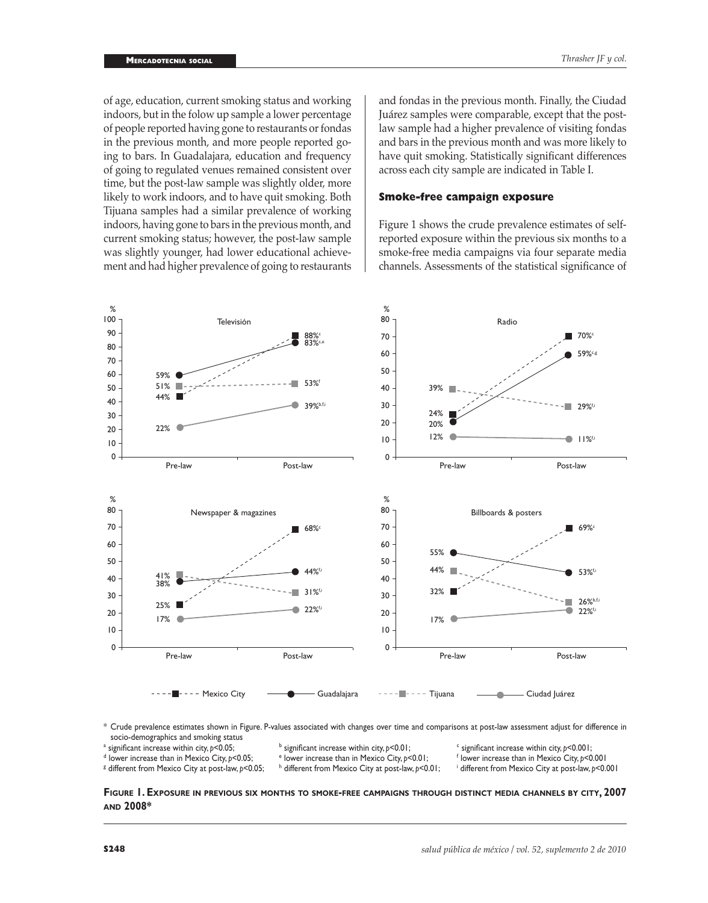of age, education, current smoking status and working indoors, but in the folow up sample a lower percentage of people reported having gone to restaurants or fondas in the previous month, and more people reported going to bars. In Guadalajara, education and frequency of going to regulated venues remained consistent over time, but the post-law sample was slightly older, more likely to work indoors, and to have quit smoking. Both Tijuana samples had a similar prevalence of working indoors, having gone to bars in the previous month, and current smoking status; however, the post-law sample was slightly younger, had lower educational achievement and had higher prevalence of going to restaurants and fondas in the previous month. Finally, the Ciudad Juárez samples were comparable, except that the post-law sample had a higher prevalence of visiting fondas and bars in the previous month and was more likely to have quit smoking. Statistically significant differences across each city sample are indicated in Table I.

### Smoke-free campaign exposure

Figure 1 shows the crude prevalence estimates of self-reported exposure within the previous six months to a smoke-free media campaigns via four separate media channels. Assessments of the statistical significance of

\* Crude prevalence estimates shown in Figure. P-values associated with changes over time and comparisons at post-law assessment adjust for difference in socio-demographics and smoking status

a significant increase within city, $p<0.05$; b significant increase within city, $p<0.01$; c significant increase within city, $p<0.001$;
d lower increase than in Mexico City, $p<0.05$; e lower increase than in Mexico City, $p<0.01$; f lower increase than in Mexico City, $p<0.001$
g different from Mexico City at post-law, $p<0.05$; h different from Mexico City at post-law, $p<0.01$; i different from Mexico City at post-law, $p<0.001$

**Figure 1. Exposure in previous six months to smoke-free campaigns through distinct media channels by city, 2007 and 2008***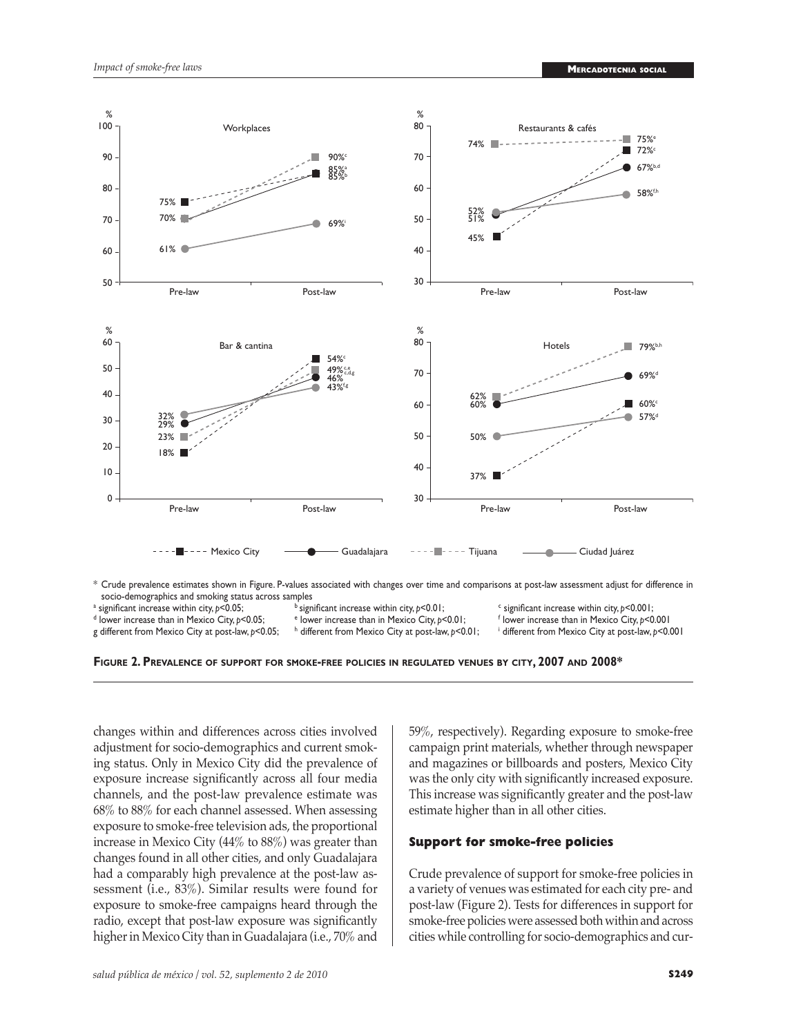\* Crude prevalence estimates shown in Figure. P-values associated with changes over time and comparisons at post-law assessment adjust for difference in socio-demographics and smoking status across samples

[a] significant increase within city, $p<0.05$; [b] significant increase within city, $p<0.01$; [c] significant increase within city, $p<0.001$;
[d] lower increase than in Mexico City, $p<0.05$; [e] lower increase than in Mexico City, $p<0.01$; [f] lower increase than in Mexico City, $p<0.001$
[g] different from Mexico City at post-law, $p<0.05$; [h] different from Mexico City at post-law, $p<0.01$; [i] different from Mexico City at post-law, $p<0.001$

**Figure 2. Prevalence of support for smoke-free policies in regulated venues by city, 2007 and 2008\***

changes within and differences across cities involved adjustment for socio-demographics and current smoking status. Only in Mexico City did the prevalence of exposure increase significantly across all four media channels, and the post-law prevalence estimate was 68% to 88% for each channel assessed. When assessing exposure to smoke-free television ads, the proportional increase in Mexico City (44% to 88%) was greater than changes found in all other cities, and only Guadalajara had a comparably high prevalence at the post-law assessment (i.e., 83%). Similar results were found for exposure to smoke-free campaigns heard through the radio, except that post-law exposure was significantly higher in Mexico City than in Guadalajara (i.e., 70% and 59%, respectively). Regarding exposure to smoke-free campaign print materials, whether through newspaper and magazines or billboards and posters, Mexico City was the only city with significantly increased exposure. This increase was significantly greater and the post-law estimate higher than in all other cities.

## Support for smoke-free policies

Crude prevalence of support for smoke-free policies in a variety of venues was estimated for each city pre- and post-law (Figure 2). Tests for differences in support for smoke-free policies were assessed both within and across cities while controlling for socio-demographics and cur-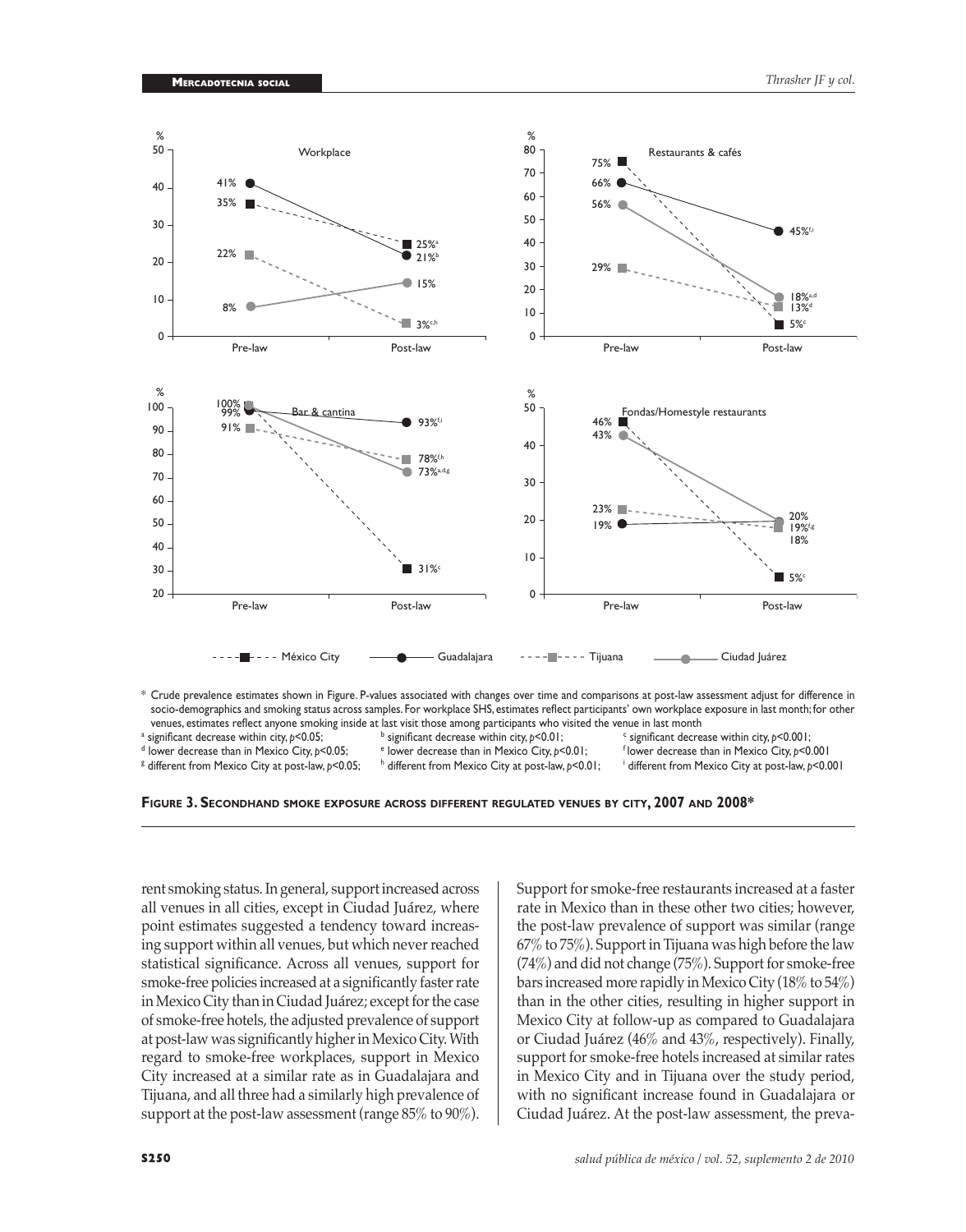\* Crude prevalence estimates shown in Figure. P-values associated with changes over time and comparisons at post-law assessment adjust for difference in socio-demographics and smoking status across samples. For workplace SHS, estimates reflect participants' own workplace exposure in last month; for other venues, estimates reflect anyone smoking inside at last visit those among participants who visited the venue in last month

[a] significant decrease within city, $p<0.05$; [b] significant decrease within city, $p<0.01$; [c] significant decrease within city, $p<0.001$;
[d] lower decrease than in Mexico City, $p<0.05$; [e] lower decrease than in Mexico City, $p<0.01$; [f] lower decrease than in Mexico City, $p<0.001$
[g] different from Mexico City at post-law, $p<0.05$; [h] different from Mexico City at post-law, $p<0.01$; [i] different from Mexico City at post-law, $p<0.001$

**Figure 3. Secondhand smoke exposure across different regulated venues by city, 2007 and 2008\***

rent smoking status. In general, support increased across all venues in all cities, except in Ciudad Juárez, where point estimates suggested a tendency toward increasing support within all venues, but which never reached statistical significance. Across all venues, support for smoke-free policies increased at a significantly faster rate in Mexico City than in Ciudad Juárez; except for the case of smoke-free hotels, the adjusted prevalence of support at post-law was significantly higher in Mexico City. With regard to smoke-free workplaces, support in Mexico City increased at a similar rate as in Guadalajara and Tijuana, and all three had a similarly high prevalence of support at the post-law assessment (range 85% to 90%). Support for smoke-free restaurants increased at a faster rate in Mexico than in these other two cities; however, the post-law prevalence of support was similar (range 67% to 75%). Support in Tijuana was high before the law (74%) and did not change (75%). Support for smoke-free bars increased more rapidly in Mexico City (18% to 54%) than in the other cities, resulting in higher support in Mexico City at follow-up as compared to Guadalajara or Ciudad Juárez (46% and 43%, respectively). Finally, support for smoke-free hotels increased at similar rates in Mexico City and in Tijuana over the study period, with no significant increase found in Guadalajara or Ciudad Juárez. At the post-law assessment, the preva-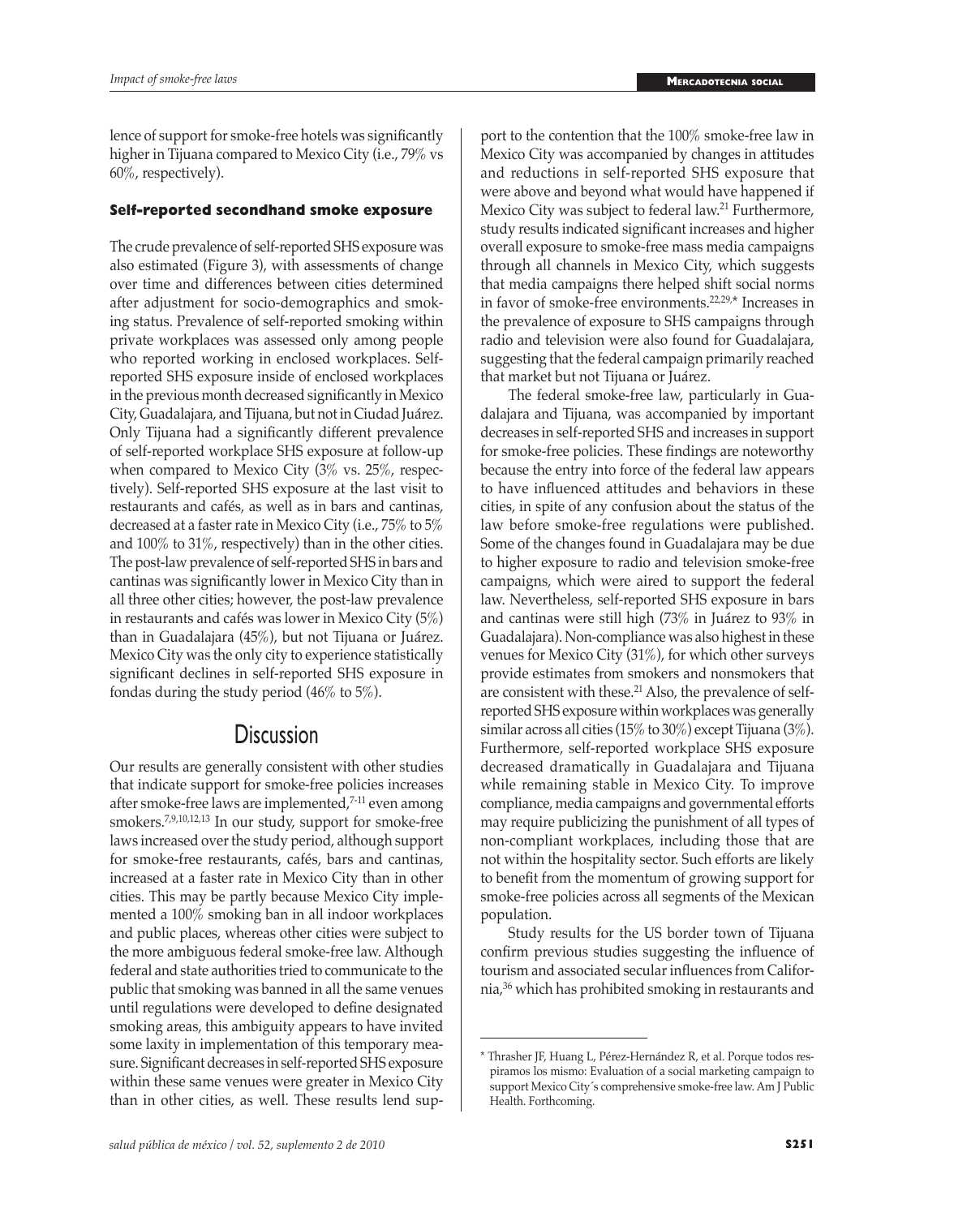lence of support for smoke-free hotels was significantly higher in Tijuana compared to Mexico City (i.e., 79% vs 60%, respectively).

#### Self-reported secondhand smoke exposure

The crude prevalence of self-reported SHS exposure was also estimated (Figure 3), with assessments of change over time and differences between cities determined after adjustment for socio-demographics and smoking status. Prevalence of self-reported smoking within private workplaces was assessed only among people who reported working in enclosed workplaces. Self-reported SHS exposure inside of enclosed workplaces in the previous month decreased significantly in Mexico City, Guadalajara, and Tijuana, but not in Ciudad Juárez. Only Tijuana had a significantly different prevalence of self-reported workplace SHS exposure at follow-up when compared to Mexico City (3% vs. 25%, respectively). Self-reported SHS exposure at the last visit to restaurants and cafés, as well as in bars and cantinas, decreased at a faster rate in Mexico City (i.e., 75% to 5% and 100% to 31%, respectively) than in the other cities. The post-law prevalence of self-reported SHS in bars and cantinas was significantly lower in Mexico City than in all three other cities; however, the post-law prevalence in restaurants and cafés was lower in Mexico City (5%) than in Guadalajara (45%), but not Tijuana or Juárez. Mexico City was the only city to experience statistically significant declines in self-reported SHS exposure in fondas during the study period (46% to 5%).

## Discussion

Our results are generally consistent with other studies that indicate support for smoke-free policies increases after smoke-free laws are implemented,[7-11] even among smokers.[7,9,10,12,13] In our study, support for smoke-free laws increased over the study period, although support for smoke-free restaurants, cafés, bars and cantinas, increased at a faster rate in Mexico City than in other cities. This may be partly because Mexico City implemented a 100% smoking ban in all indoor workplaces and public places, whereas other cities were subject to the more ambiguous federal smoke-free law. Although federal and state authorities tried to communicate to the public that smoking was banned in all the same venues until regulations were developed to define designated smoking areas, this ambiguity appears to have invited some laxity in implementation of this temporary measure. Significant decreases in self-reported SHS exposure within these same venues were greater in Mexico City than in other cities, as well. These results lend support to the contention that the 100% smoke-free law in Mexico City was accompanied by changes in attitudes and reductions in self-reported SHS exposure that were above and beyond what would have happened if Mexico City was subject to federal law.[21] Furthermore, study results indicated significant increases and higher overall exposure to smoke-free mass media campaigns through all channels in Mexico City, which suggests that media campaigns there helped shift social norms in favor of smoke-free environments.[22,29,*] Increases in the prevalence of exposure to SHS campaigns through radio and television were also found for Guadalajara, suggesting that the federal campaign primarily reached that market but not Tijuana or Juárez.

The federal smoke-free law, particularly in Guadalajara and Tijuana, was accompanied by important decreases in self-reported SHS and increases in support for smoke-free policies. These findings are noteworthy because the entry into force of the federal law appears to have influenced attitudes and behaviors in these cities, in spite of any confusion about the status of the law before smoke-free regulations were published. Some of the changes found in Guadalajara may be due to higher exposure to radio and television smoke-free campaigns, which were aired to support the federal law. Nevertheless, self-reported SHS exposure in bars and cantinas were still high (73% in Juárez to 93% in Guadalajara). Non-compliance was also highest in these venues for Mexico City (31%), for which other surveys provide estimates from smokers and nonsmokers that are consistent with these.[21] Also, the prevalence of self-reported SHS exposure within workplaces was generally similar across all cities (15% to 30%) except Tijuana (3%). Furthermore, self-reported workplace SHS exposure decreased dramatically in Guadalajara and Tijuana while remaining stable in Mexico City. To improve compliance, media campaigns and governmental efforts may require publicizing the punishment of all types of non-compliant workplaces, including those that are not within the hospitality sector. Such efforts are likely to benefit from the momentum of growing support for smoke-free policies across all segments of the Mexican population.

Study results for the US border town of Tijuana confirm previous studies suggesting the influence of tourism and associated secular influences from California,[36] which has prohibited smoking in restaurants and

---

\* Thrasher JF, Huang L, Pérez-Hernández R, et al. Porque todos respiramos los mismo: Evaluation of a social marketing campaign to support Mexico City´s comprehensive smoke-free law. Am J Public Health. Forthcoming.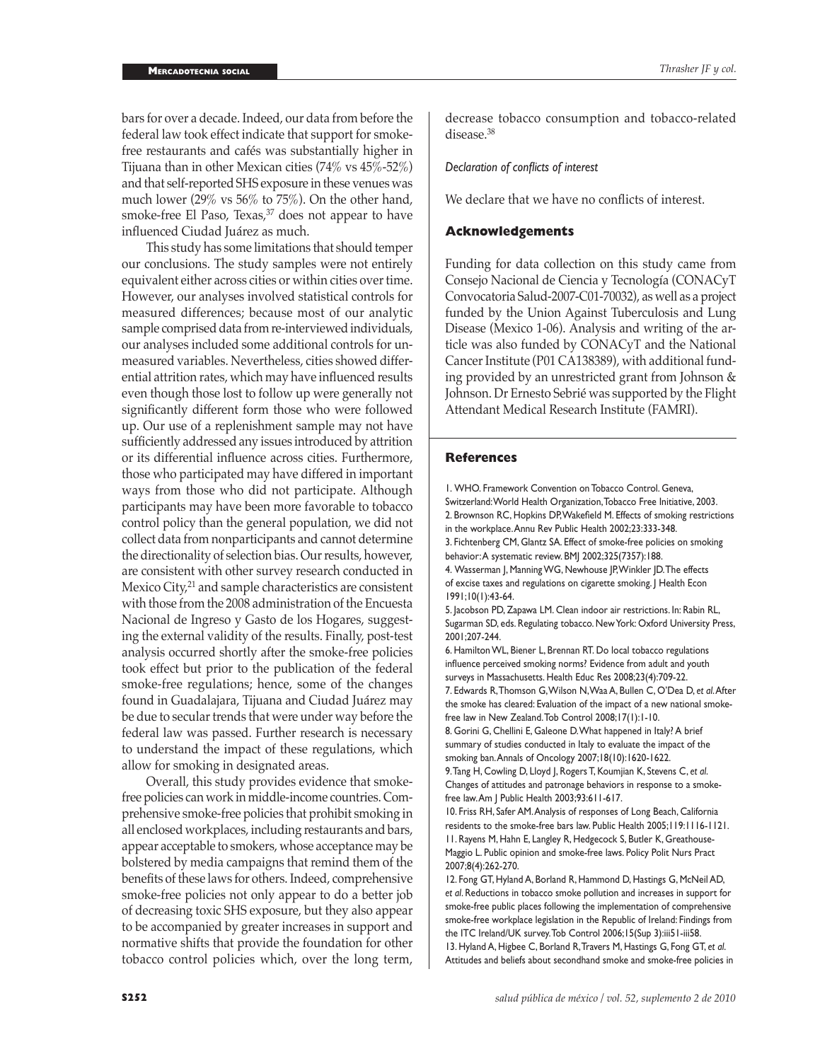bars for over a decade. Indeed, our data from before the federal law took effect indicate that support for smoke-free restaurants and cafés was substantially higher in Tijuana than in other Mexican cities (74% vs 45%-52%) and that self-reported SHS exposure in these venues was much lower (29% vs 56% to 75%). On the other hand, smoke-free El Paso, Texas,[37] does not appear to have influenced Ciudad Juárez as much.

This study has some limitations that should temper our conclusions. The study samples were not entirely equivalent either across cities or within cities over time. However, our analyses involved statistical controls for measured differences; because most of our analytic sample comprised data from re-interviewed individuals, our analyses included some additional controls for unmeasured variables. Nevertheless, cities showed differential attrition rates, which may have influenced results even though those lost to follow up were generally not significantly different form those who were followed up. Our use of a replenishment sample may not have sufficiently addressed any issues introduced by attrition or its differential influence across cities. Furthermore, those who participated may have differed in important ways from those who did not participate. Although participants may have been more favorable to tobacco control policy than the general population, we did not collect data from nonparticipants and cannot determine the directionality of selection bias. Our results, however, are consistent with other survey research conducted in Mexico City,[21] and sample characteristics are consistent with those from the 2008 administration of the Encuesta Nacional de Ingreso y Gasto de los Hogares, suggesting the external validity of the results. Finally, post-test analysis occurred shortly after the smoke-free policies took effect but prior to the publication of the federal smoke-free regulations; hence, some of the changes found in Guadalajara, Tijuana and Ciudad Juárez may be due to secular trends that were under way before the federal law was passed. Further research is necessary to understand the impact of these regulations, which allow for smoking in designated areas.

Overall, this study provides evidence that smoke-free policies can work in middle-income countries. Comprehensive smoke-free policies that prohibit smoking in all enclosed workplaces, including restaurants and bars, appear acceptable to smokers, whose acceptance may be bolstered by media campaigns that remind them of the benefits of these laws for others. Indeed, comprehensive smoke-free policies not only appear to do a better job of decreasing toxic SHS exposure, but they also appear to be accompanied by greater increases in support and normative shifts that provide the foundation for other tobacco control policies which, over the long term, decrease tobacco consumption and tobacco-related disease.[38]

*Declaration of conflicts of interest*

We declare that we have no conflicts of interest.

## Acknowledgements

Funding for data collection on this study came from Consejo Nacional de Ciencia y Tecnología (CONACyT Convocatoria Salud-2007-C01-70032), as well as a project funded by the Union Against Tuberculosis and Lung Disease (Mexico 1-06). Analysis and writing of the article was also funded by CONACyT and the National Cancer Institute (P01 CA138389), with additional funding provided by an unrestricted grant from Johnson & Johnson. Dr Ernesto Sebrié was supported by the Flight Attendant Medical Research Institute (FAMRI).

## References

1. WHO. Framework Convention on Tobacco Control. Geneva, Switzerland: World Health Organization, Tobacco Free Initiative, 2003.
2. Brownson RC, Hopkins DP, Wakefield M. Effects of smoking restrictions in the workplace. Annu Rev Public Health 2002;23:333-348.
3. Fichtenberg CM, Glantz SA. Effect of smoke-free policies on smoking behavior: A systematic review. BMJ 2002;325(7357):188.
4. Wasserman J, Manning WG, Newhouse JP, Winkler JD. The effects of excise taxes and regulations on cigarette smoking. J Health Econ 1991;10(1):43-64.
5. Jacobson PD, Zapawa LM. Clean indoor air restrictions. In: Rabin RL, Sugarman SD, eds. Regulating tobacco. New York: Oxford University Press, 2001;207-244.
6. Hamilton WL, Biener L, Brennan RT. Do local tobacco regulations influence perceived smoking norms? Evidence from adult and youth surveys in Massachusetts. Health Educ Res 2008;23(4):709-22.
7. Edwards R, Thomson G, Wilson N, Waa A, Bullen C, O'Dea D, *et al*. After the smoke has cleared: Evaluation of the impact of a new national smoke-free law in New Zealand. Tob Control 2008;17(1):1-10.
8. Gorini G, Chellini E, Galeone D. What happened in Italy? A brief summary of studies conducted in Italy to evaluate the impact of the smoking ban. Annals of Oncology 2007;18(10):1620-1622.
9. Tang H, Cowling D, Lloyd J, Rogers T, Koumjian K, Stevens C, *et al.* Changes of attitudes and patronage behaviors in response to a smoke-free law. Am J Public Health 2003;93:611-617.
10. Friss RH, Safer AM. Analysis of responses of Long Beach, California residents to the smoke-free bars law. Public Health 2005;119:1116-1121.
11. Rayens M, Hahn E, Langley R, Hedgecock S, Butler K, Greathouse-Maggio L. Public opinion and smoke-free laws. Policy Polit Nurs Pract 2007;8(4):262-270.
12. Fong GT, Hyland A, Borland R, Hammond D, Hastings G, McNeil AD, *et al*. Reductions in tobacco smoke pollution and increases in support for smoke-free public places following the implementation of comprehensive smoke-free workplace legislation in the Republic of Ireland: Findings from the ITC Ireland/UK survey. Tob Control 2006;15(Sup 3):iii51-iii58.
13. Hyland A, Higbee C, Borland R, Travers M, Hastings G, Fong GT, *et al.* Attitudes and beliefs about secondhand smoke and smoke-free policies in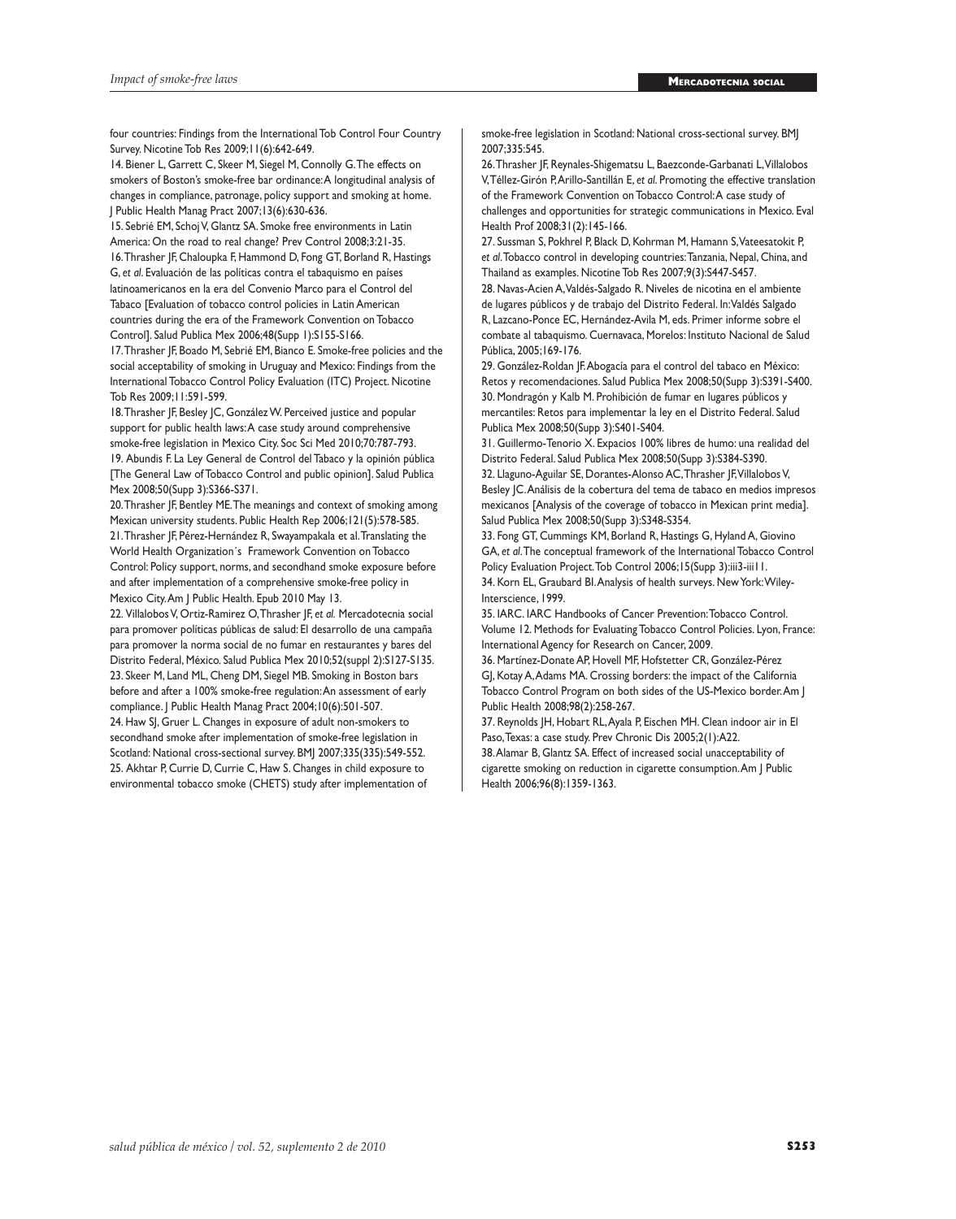four countries: Findings from the International Tob Control Four Country Survey. Nicotine Tob Res 2009;11(6):642-649.

14. Biener L, Garrett C, Skeer M, Siegel M, Connolly G. The effects on smokers of Boston's smoke-free bar ordinance: A longitudinal analysis of changes in compliance, patronage, policy support and smoking at home. J Public Health Manag Pract 2007;13(6):630-636.

15. Sebrié EM, Schoj V, Glantz SA. Smoke free environments in Latin America: On the road to real change? Prev Control 2008;3:21-35.

16. Thrasher JF, Chaloupka F, Hammond D, Fong GT, Borland R, Hastings G, *et al*. Evaluación de las políticas contra el tabaquismo en países latinoamericanos en la era del Convenio Marco para el Control del Tabaco [Evaluation of tobacco control policies in Latin American countries during the era of the Framework Convention on Tobacco Control]. Salud Publica Mex 2006;48(Supp 1):S155-S166.

17. Thrasher JF, Boado M, Sebrié EM, Bianco E. Smoke-free policies and the social acceptability of smoking in Uruguay and Mexico: Findings from the International Tobacco Control Policy Evaluation (ITC) Project. Nicotine Tob Res 2009;11:591-599.

18. Thrasher JF, Besley JC, González W. Perceived justice and popular support for public health laws: A case study around comprehensive smoke-free legislation in Mexico City. Soc Sci Med 2010;70:787-793.

19. Abundis F. La Ley General de Control del Tabaco y la opinión pública [The General Law of Tobacco Control and public opinion]. Salud Publica Mex 2008;50(Supp 3):S366-S371.

20. Thrasher JF, Bentley ME. The meanings and context of smoking among Mexican university students. Public Health Rep 2006;121(5):578-585.

21. Thrasher JF, Pérez-Hernández R, Swayampakala et al. Translating the World Health Organization´s Framework Convention on Tobacco Control: Policy support, norms, and secondhand smoke exposure before and after implementation of a comprehensive smoke-free policy in Mexico City. Am J Public Health. Epub 2010 May 13.

22. Villalobos V, Ortiz-Ramirez O, Thrasher JF, *et al.* Mercadotecnia social para promover políticas públicas de salud: El desarrollo de una campaña para promover la norma social de no fumar en restaurantes y bares del Distrito Federal, México. Salud Publica Mex 2010;52(suppl 2):S127-S135.

23. Skeer M, Land ML, Cheng DM, Siegel MB. Smoking in Boston bars before and after a 100% smoke-free regulation: An assessment of early compliance. J Public Health Manag Pract 2004;10(6):501-507.

24. Haw SJ, Gruer L. Changes in exposure of adult non-smokers to secondhand smoke after implementation of smoke-free legislation in Scotland: National cross-sectional survey. BMJ 2007;335(335):549-552.

25. Akhtar P, Currie D, Currie C, Haw S. Changes in child exposure to environmental tobacco smoke (CHETS) study after implementation of smoke-free legislation in Scotland: National cross-sectional survey. BMJ 2007;335:545.

26. Thrasher JF, Reynales-Shigematsu L, Baezconde-Garbanati L, Villalobos V, Téllez-Girón P, Arillo-Santillán E, *et al*. Promoting the effective translation of the Framework Convention on Tobacco Control: A case study of challenges and opportunities for strategic communications in Mexico. Eval Health Prof 2008;31(2):145-166.

27. Sussman S, Pokhrel P, Black D, Kohrman M, Hamann S, Vateesatokit P, *et al*. Tobacco control in developing countries: Tanzania, Nepal, China, and Thailand as examples. Nicotine Tob Res 2007;9(3):S447-S457.

28. Navas-Acien A, Valdés-Salgado R. Niveles de nicotina en el ambiente de lugares públicos y de trabajo del Distrito Federal. In: Valdés Salgado R, Lazcano-Ponce EC, Hernández-Avila M, eds. Primer informe sobre el combate al tabaquismo. Cuernavaca, Morelos: Instituto Nacional de Salud Pública, 2005;169-176.

29. González-Roldan JF. Abogacía para el control del tabaco en México: Retos y recomendaciones. Salud Publica Mex 2008;50(Supp 3):S391-S400.

30. Mondragón y Kalb M. Prohibición de fumar en lugares públicos y mercantiles: Retos para implementar la ley en el Distrito Federal. Salud Publica Mex 2008;50(Supp 3):S401-S404.

31. Guillermo-Tenorio X. Expacios 100% libres de humo: una realidad del Distrito Federal. Salud Publica Mex 2008;50(Supp 3):S384-S390.

32. Llaguno-Aguilar SE, Dorantes-Alonso AC, Thrasher JF, Villalobos V, Besley JC. Análisis de la cobertura del tema de tabaco en medios impresos mexicanos [Analysis of the coverage of tobacco in Mexican print media]. Salud Publica Mex 2008;50(Supp 3):S348-S354.

33. Fong GT, Cummings KM, Borland R, Hastings G, Hyland A, Giovino GA, *et al*. The conceptual framework of the International Tobacco Control Policy Evaluation Project. Tob Control 2006;15(Supp 3):iii3-iii11.

34. Korn EL, Graubard BI. Analysis of health surveys. New York: Wiley-Interscience, 1999.

35. IARC. IARC Handbooks of Cancer Prevention: Tobacco Control. Volume 12. Methods for Evaluating Tobacco Control Policies. Lyon, France: International Agency for Research on Cancer, 2009.

36. Martínez-Donate AP, Hovell MF, Hofstetter CR, González-Pérez GJ, Kotay A, Adams MA. Crossing borders: the impact of the California Tobacco Control Program on both sides of the US-Mexico border. Am J Public Health 2008;98(2):258-267.

37. Reynolds JH, Hobart RL, Ayala P, Eischen MH. Clean indoor air in El Paso, Texas: a case study. Prev Chronic Dis 2005;2(1):A22.

38. Alamar B, Glantz SA. Effect of increased social unacceptability of cigarette smoking on reduction in cigarette consumption. Am J Public Health 2006;96(8):1359-1363.